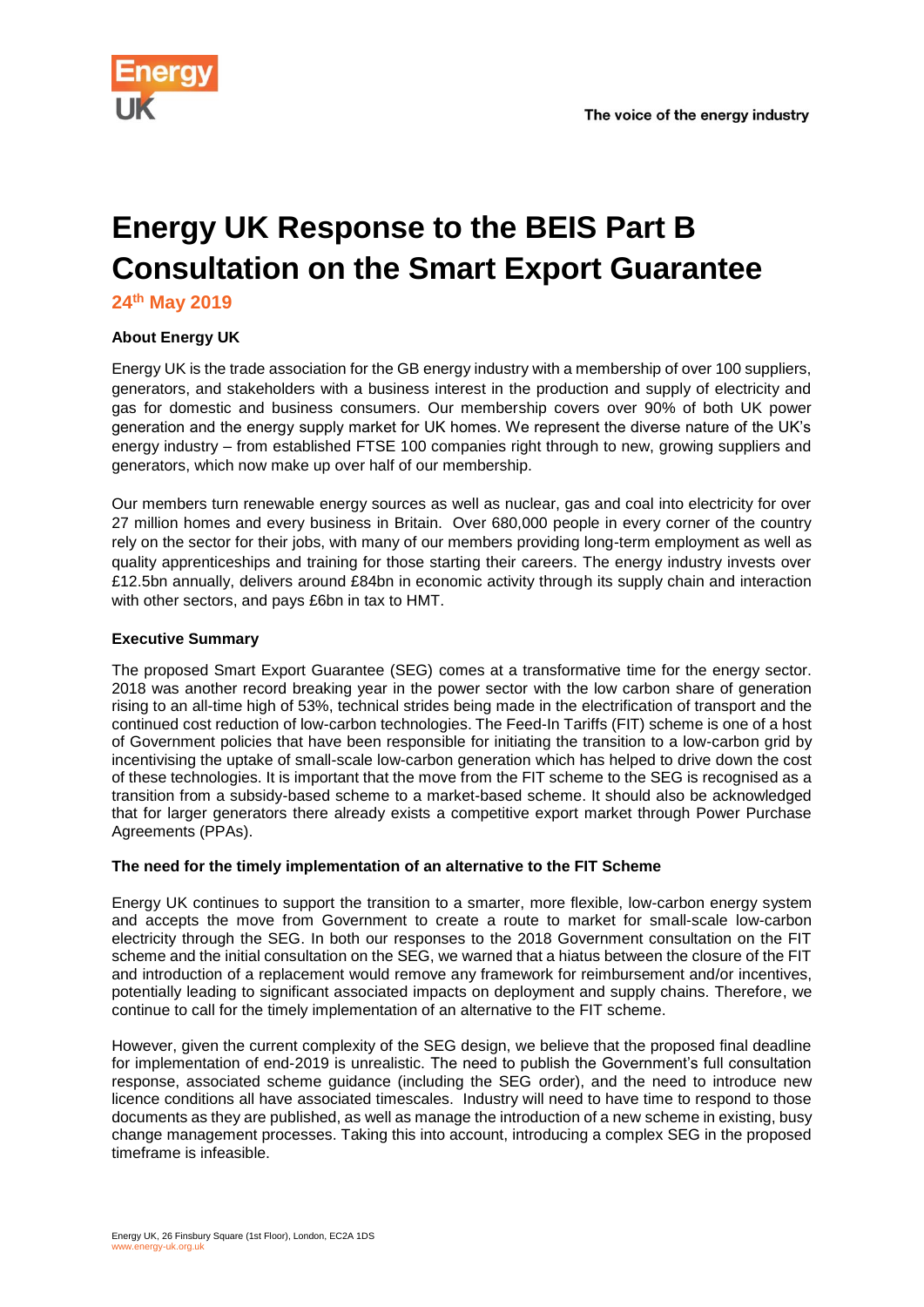# Energy UK Response to the BEIS Part B Consultation on the Smart Export Guarantee

**24th May 2019**

**About Energy UK**

Energy UK is the trade association for the GB energy industry with a membership of over 100 suppliers, generators, and stakeholders with a business interest in the production and supply of electricity and gas for domestic and business consumers. Our membership covers over 90% of both UK power generation and the energy supply market for UK homes. We represent the diverse nature of the UK's energy industry – from established FTSE 100 companies right through to new, growing suppliers and generators, which now make up over half of our membership.

Our members turn renewable energy sources as well as nuclear, gas and coal into electricity for over 27 million homes and every business in Britain. Over 680,000 people in every corner of the country rely on the sector for their jobs, with many of our members providing long-term employment as well as quality apprenticeships and training for those starting their careers. The energy industry invests over £12.5bn annually, delivers around £84bn in economic activity through its supply chain and interaction with other sectors, and pays £6bn in tax to HMT.

**Executive Summary**

The proposed Smart Export Guarantee (SEG) comes at a transformative time for the energy sector. 2018 was another record breaking year in the power sector with the low carbon share of generation rising to an all-time high of 53%, technical strides being made in the electrification of transport and the continued cost reduction of low-carbon technologies. The Feed-In Tariffs (FIT) scheme is one of a host of Government policies that have been responsible for initiating the transition to a low-carbon grid by incentivising the uptake of small-scale low-carbon generation which has helped to drive down the cost of these technologies. It is important that the move from the FIT scheme to the SEG is recognised as a transition from a subsidy-based scheme to a market-based scheme. It should also be acknowledged that for larger generators there already exists a competitive export market through Power Purchase Agreements (PPAs).

**The need for the timely implementation of an alternative to the FIT Scheme**

Energy UK continues to support the transition to a smarter, more flexible, low-carbon energy system and accepts the move from Government to create a route to market for small-scale low-carbon electricity through the SEG. In both our responses to the 2018 Government consultation on the FIT scheme and the initial consultation on the SEG, we warned that a hiatus between the closure of the FIT and introduction of a replacement would remove any framework for reimbursement and/or incentives, potentially leading to significant associated impacts on deployment and supply chains. Therefore, we continue to call for the timely implementation of an alternative to the FIT scheme.

However, given the current complexity of the SEG design, we believe that the proposed final deadline for implementation of end-2019 is unrealistic. The need to publish the Government's full consultation response, associated scheme guidance (including the SEG order), and the need to introduce new licence conditions all have associated timescales. Industry will need to have time to respond to those documents as they are published, as well as manage the introduction of a new scheme in existing, busy change management processes. Taking this into account, introducing a complex SEG in the proposed timeframe is infeasible.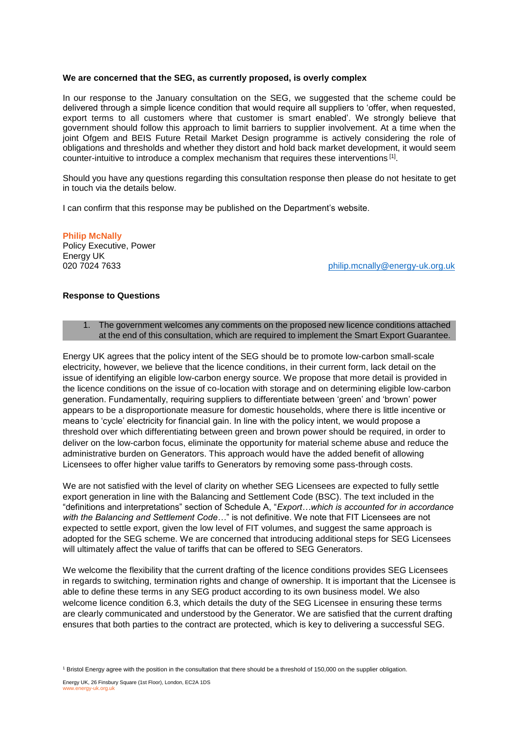**We are concerned that the SEG, as currently proposed, is overly complex**

In our response to the January consultation on the SEG, we suggested that the scheme could be delivered through a simple licence condition that would require all suppliers to 'offer, when requested, export terms to all customers where that customer is smart enabled'. We strongly believe that government should follow this approach to limit barriers to supplier involvement. At a time when the joint Ofgem and BEIS Future Retail Market Design programme is actively considering the role of obligations and thresholds and whether they distort and hold back market development, it would seem counter-intuitive to introduce a complex mechanism that requires these interventions [1].

Should you have any questions regarding this consultation response then please do not hesitate to get in touch via the details below.

I can confirm that this response may be published on the Department's website.

**Philip McNally**
Policy Executive, Power
Energy UK
020 7024 7633
philip.mcnally@energy-uk.org.uk

**Response to Questions**

1. The government welcomes any comments on the proposed new licence conditions attached at the end of this consultation, which are required to implement the Smart Export Guarantee.

Energy UK agrees that the policy intent of the SEG should be to promote low-carbon small-scale electricity, however, we believe that the licence conditions, in their current form, lack detail on the issue of identifying an eligible low-carbon energy source. We propose that more detail is provided in the licence conditions on the issue of co-location with storage and on determining eligible low-carbon generation. Fundamentally, requiring suppliers to differentiate between 'green' and 'brown' power appears to be a disproportionate measure for domestic households, where there is little incentive or means to 'cycle' electricity for financial gain. In line with the policy intent, we would propose a threshold over which differentiating between green and brown power should be required, in order to deliver on the low-carbon focus, eliminate the opportunity for material scheme abuse and reduce the administrative burden on Generators. This approach would have the added benefit of allowing Licensees to offer higher value tariffs to Generators by removing some pass-through costs.

We are not satisfied with the level of clarity on whether SEG Licensees are expected to fully settle export generation in line with the Balancing and Settlement Code (BSC). The text included in the "definitions and interpretations" section of Schedule A, "*Export…which is accounted for in accordance with the Balancing and Settlement Code…*" is not definitive. We note that FIT Licensees are not expected to settle export, given the low level of FIT volumes, and suggest the same approach is adopted for the SEG scheme. We are concerned that introducing additional steps for SEG Licensees will ultimately affect the value of tariffs that can be offered to SEG Generators.

We welcome the flexibility that the current drafting of the licence conditions provides SEG Licensees in regards to switching, termination rights and change of ownership. It is important that the Licensee is able to define these terms in any SEG product according to its own business model. We also welcome licence condition 6.3, which details the duty of the SEG Licensee in ensuring these terms are clearly communicated and understood by the Generator. We are satisfied that the current drafting ensures that both parties to the contract are protected, which is key to delivering a successful SEG.

[1] Bristol Energy agree with the position in the consultation that there should be a threshold of 150,000 on the supplier obligation.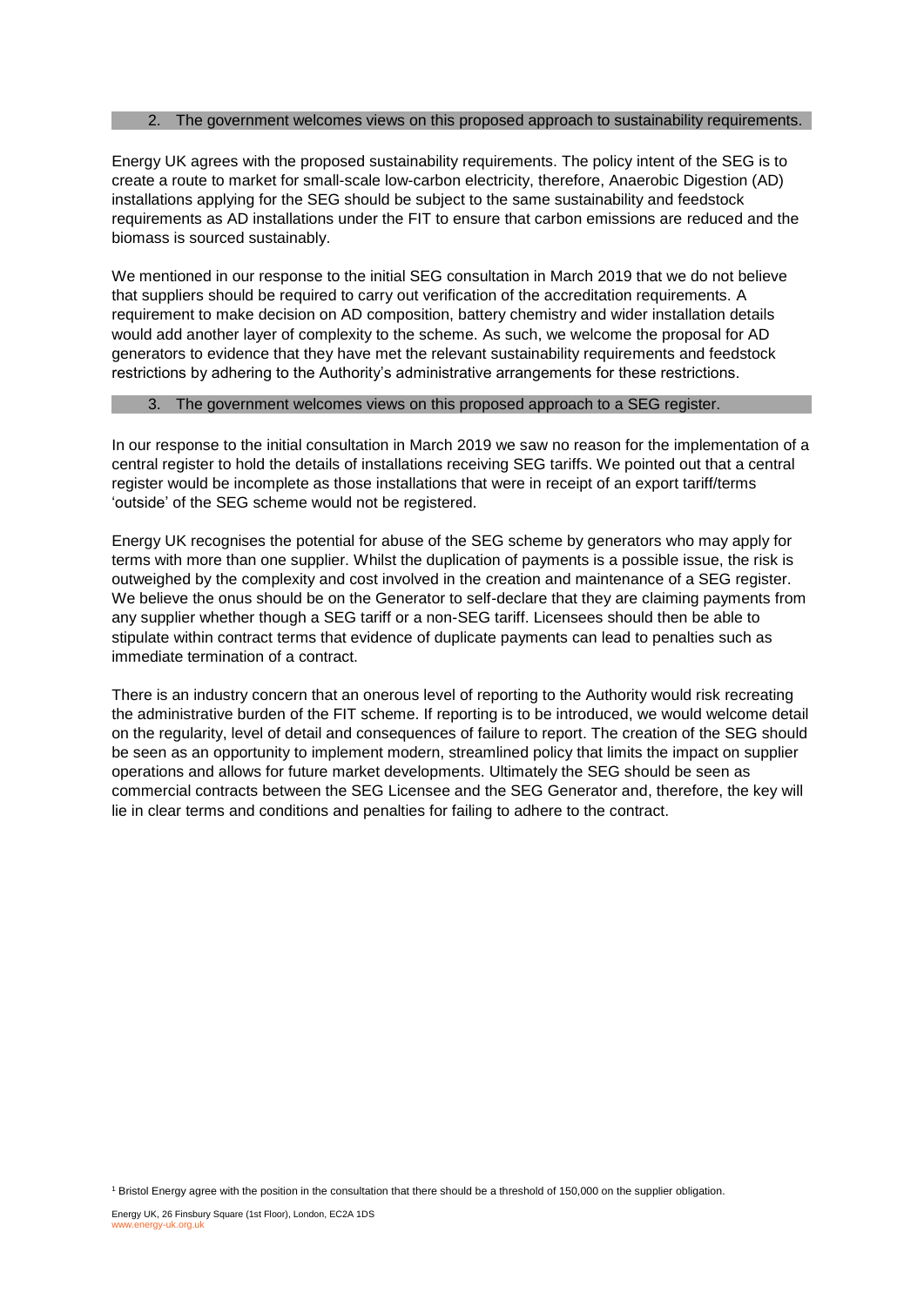## 2. The government welcomes views on this proposed approach to sustainability requirements.

Energy UK agrees with the proposed sustainability requirements. The policy intent of the SEG is to create a route to market for small-scale low-carbon electricity, therefore, Anaerobic Digestion (AD) installations applying for the SEG should be subject to the same sustainability and feedstock requirements as AD installations under the FIT to ensure that carbon emissions are reduced and the biomass is sourced sustainably.

We mentioned in our response to the initial SEG consultation in March 2019 that we do not believe that suppliers should be required to carry out verification of the accreditation requirements. A requirement to make decision on AD composition, battery chemistry and wider installation details would add another layer of complexity to the scheme. As such, we welcome the proposal for AD generators to evidence that they have met the relevant sustainability requirements and feedstock restrictions by adhering to the Authority's administrative arrangements for these restrictions.

## 3. The government welcomes views on this proposed approach to a SEG register.

In our response to the initial consultation in March 2019 we saw no reason for the implementation of a central register to hold the details of installations receiving SEG tariffs. We pointed out that a central register would be incomplete as those installations that were in receipt of an export tariff/terms 'outside' of the SEG scheme would not be registered.

Energy UK recognises the potential for abuse of the SEG scheme by generators who may apply for terms with more than one supplier. Whilst the duplication of payments is a possible issue, the risk is outweighed by the complexity and cost involved in the creation and maintenance of a SEG register. We believe the onus should be on the Generator to self-declare that they are claiming payments from any supplier whether though a SEG tariff or a non-SEG tariff. Licensees should then be able to stipulate within contract terms that evidence of duplicate payments can lead to penalties such as immediate termination of a contract.

There is an industry concern that an onerous level of reporting to the Authority would risk recreating the administrative burden of the FIT scheme. If reporting is to be introduced, we would welcome detail on the regularity, level of detail and consequences of failure to report. The creation of the SEG should be seen as an opportunity to implement modern, streamlined policy that limits the impact on supplier operations and allows for future market developments. Ultimately the SEG should be seen as commercial contracts between the SEG Licensee and the SEG Generator and, therefore, the key will lie in clear terms and conditions and penalties for failing to adhere to the contract.

[1] Bristol Energy agree with the position in the consultation that there should be a threshold of 150,000 on the supplier obligation.